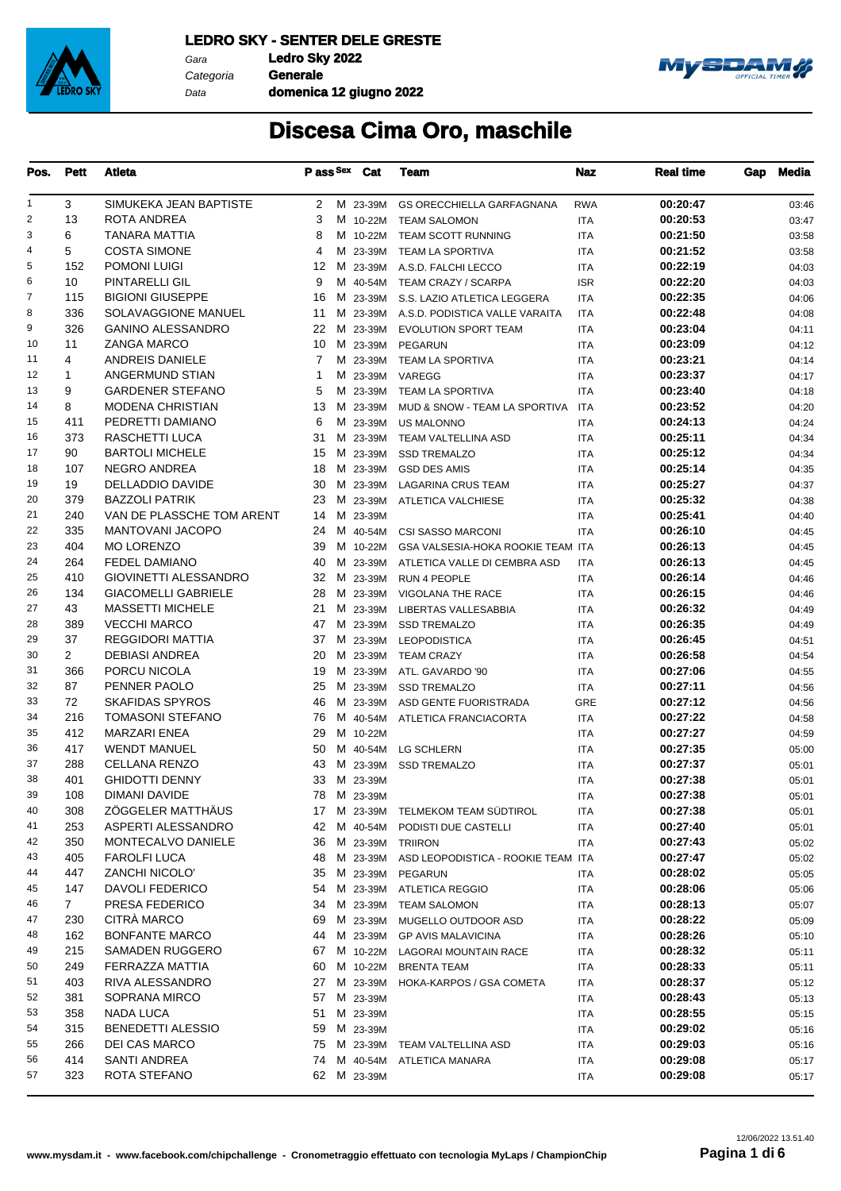**LEDRO SKY - SENTER DELE GRESTE**

Gara **Ledro Sky 2022**
Categoria **Generale**
Data **domenica 12 giugno 2022**

# Discesa Cima Oro, maschile

| Pos. | Pett | Atleta | P ass | Sex | Cat | Team | Naz | Real time | Gap | Media |
|---|---|---|---|---|---|---|---|---|---|---|
| 1 | 3 | SIMUKEKA JEAN BAPTISTE | 2 | M | 23-39M | GS ORECCHIELLA GARFAGNANA | RWA | 00:20:47 | | 03:46 |
| 2 | 13 | ROTA ANDREA | 3 | M | 10-22M | TEAM SALOMON | ITA | 00:20:53 | | 03:47 |
| 3 | 6 | TANARA MATTIA | 8 | M | 10-22M | TEAM SCOTT RUNNING | ITA | 00:21:50 | | 03:58 |
| 4 | 5 | COSTA SIMONE | 4 | M | 23-39M | TEAM LA SPORTIVA | ITA | 00:21:52 | | 03:58 |
| 5 | 152 | POMONI LUIGI | 12 | M | 23-39M | A.S.D. FALCHI LECCO | ITA | 00:22:19 | | 04:03 |
| 6 | 10 | PINTARELLI GIL | 9 | M | 40-54M | TEAM CRAZY / SCARPA | ISR | 00:22:20 | | 04:03 |
| 7 | 115 | BIGIONI GIUSEPPE | 16 | M | 23-39M | S.S. LAZIO ATLETICA LEGGERA | ITA | 00:22:35 | | 04:06 |
| 8 | 336 | SOLAVAGGIONE MANUEL | 11 | M | 23-39M | A.S.D. PODISTICA VALLE VARAITA | ITA | 00:22:48 | | 04:08 |
| 9 | 326 | GANINO ALESSANDRO | 22 | M | 23-39M | EVOLUTION SPORT TEAM | ITA | 00:23:04 | | 04:11 |
| 10 | 11 | ZANGA MARCO | 10 | M | 23-39M | PEGARUN | ITA | 00:23:09 | | 04:12 |
| 11 | 4 | ANDREIS DANIELE | 7 | M | 23-39M | TEAM LA SPORTIVA | ITA | 00:23:21 | | 04:14 |
| 12 | 1 | ANGERMUND STIAN | 1 | M | 23-39M | VAREGG | ITA | 00:23:37 | | 04:17 |
| 13 | 9 | GARDENER STEFANO | 5 | M | 23-39M | TEAM LA SPORTIVA | ITA | 00:23:40 | | 04:18 |
| 14 | 8 | MODENA CHRISTIAN | 13 | M | 23-39M | MUD & SNOW - TEAM LA SPORTIVA | ITA | 00:23:52 | | 04:20 |
| 15 | 411 | PEDRETTI DAMIANO | 6 | M | 23-39M | US MALONNO | ITA | 00:24:13 | | 04:24 |
| 16 | 373 | RASCHETTI LUCA | 31 | M | 23-39M | TEAM VALTELLINA ASD | ITA | 00:25:11 | | 04:34 |
| 17 | 90 | BARTOLI MICHELE | 15 | M | 23-39M | SSD TREMALZO | ITA | 00:25:12 | | 04:34 |
| 18 | 107 | NEGRO ANDREA | 18 | M | 23-39M | GSD DES AMIS | ITA | 00:25:14 | | 04:35 |
| 19 | 19 | DELLADDIO DAVIDE | 30 | M | 23-39M | LAGARINA CRUS TEAM | ITA | 00:25:27 | | 04:37 |
| 20 | 379 | BAZZOLI PATRIK | 23 | M | 23-39M | ATLETICA VALCHIESE | ITA | 00:25:32 | | 04:38 |
| 21 | 240 | VAN DE PLASSCHE TOM ARENT | 14 | M | 23-39M | | ITA | 00:25:41 | | 04:40 |
| 22 | 335 | MANTOVANI JACOPO | 24 | M | 40-54M | CSI SASSO MARCONI | ITA | 00:26:10 | | 04:45 |
| 23 | 404 | MO LORENZO | 39 | M | 10-22M | GSA VALSESIA-HOKA ROOKIE TEAM | ITA | 00:26:13 | | 04:45 |
| 24 | 264 | FEDEL DAMIANO | 40 | M | 23-39M | ATLETICA VALLE DI CEMBRA ASD | ITA | 00:26:13 | | 04:45 |
| 25 | 410 | GIOVINETTI ALESSANDRO | 32 | M | 23-39M | RUN 4 PEOPLE | ITA | 00:26:14 | | 04:46 |
| 26 | 134 | GIACOMELLI GABRIELE | 28 | M | 23-39M | VIGOLANA THE RACE | ITA | 00:26:15 | | 04:46 |
| 27 | 43 | MASSETTI MICHELE | 21 | M | 23-39M | LIBERTAS VALLESABBIA | ITA | 00:26:32 | | 04:49 |
| 28 | 389 | VECCHI MARCO | 47 | M | 23-39M | SSD TREMALZO | ITA | 00:26:35 | | 04:49 |
| 29 | 37 | REGGIDORI MATTIA | 37 | M | 23-39M | LEOPODISTICA | ITA | 00:26:45 | | 04:51 |
| 30 | 2 | DEBIASI ANDREA | 20 | M | 23-39M | TEAM CRAZY | ITA | 00:26:58 | | 04:54 |
| 31 | 366 | PORCU NICOLA | 19 | M | 23-39M | ATL. GAVARDO '90 | ITA | 00:27:06 | | 04:55 |
| 32 | 87 | PENNER PAOLO | 25 | M | 23-39M | SSD TREMALZO | ITA | 00:27:11 | | 04:56 |
| 33 | 72 | SKAFIDAS SPYROS | 46 | M | 23-39M | ASD GENTE FUORISTRADA | GRE | 00:27:12 | | 04:56 |
| 34 | 216 | TOMASONI STEFANO | 76 | M | 40-54M | ATLETICA FRANCIACORTA | ITA | 00:27:22 | | 04:58 |
| 35 | 412 | MARZARI ENEA | 29 | M | 10-22M | | ITA | 00:27:27 | | 04:59 |
| 36 | 417 | WENDT MANUEL | 50 | M | 40-54M | LG SCHLERN | ITA | 00:27:35 | | 05:00 |
| 37 | 288 | CELLANA RENZO | 43 | M | 23-39M | SSD TREMALZO | ITA | 00:27:37 | | 05:01 |
| 38 | 401 | GHIDOTTI DENNY | 33 | M | 23-39M | | ITA | 00:27:38 | | 05:01 |
| 39 | 108 | DIMANI DAVIDE | 78 | M | 23-39M | | ITA | 00:27:38 | | 05:01 |
| 40 | 308 | ZÖGGELER MATTHÄUS | 17 | M | 23-39M | TELMEKOM TEAM SÜDTIROL | ITA | 00:27:38 | | 05:01 |
| 41 | 253 | ASPERTI ALESSANDRO | 42 | M | 40-54M | PODISTI DUE CASTELLI | ITA | 00:27:40 | | 05:01 |
| 42 | 350 | MONTECALVO DANIELE | 36 | M | 23-39M | TRIIRON | ITA | 00:27:43 | | 05:02 |
| 43 | 405 | FAROLFI LUCA | 48 | M | 23-39M | ASD LEOPODISTICA - ROOKIE TEAM | ITA | 00:27:47 | | 05:02 |
| 44 | 447 | ZANCHI NICOLO' | 35 | M | 23-39M | PEGARUN | ITA | 00:28:02 | | 05:05 |
| 45 | 147 | DAVOLI FEDERICO | 54 | M | 23-39M | ATLETICA REGGIO | ITA | 00:28:06 | | 05:06 |
| 46 | 7 | PRESA FEDERICO | 34 | M | 23-39M | TEAM SALOMON | ITA | 00:28:13 | | 05:07 |
| 47 | 230 | CITRÀ MARCO | 69 | M | 23-39M | MUGELLO OUTDOOR ASD | ITA | 00:28:22 | | 05:09 |
| 48 | 162 | BONFANTE MARCO | 44 | M | 23-39M | GP AVIS MALAVICINA | ITA | 00:28:26 | | 05:10 |
| 49 | 215 | SAMADEN RUGGERO | 67 | M | 10-22M | LAGORAI MOUNTAIN RACE | ITA | 00:28:32 | | 05:11 |
| 50 | 249 | FERRAZZA MATTIA | 60 | M | 10-22M | BRENTA TEAM | ITA | 00:28:33 | | 05:11 |
| 51 | 403 | RIVA ALESSANDRO | 27 | M | 23-39M | HOKA-KARPOS / GSA COMETA | ITA | 00:28:37 | | 05:12 |
| 52 | 381 | SOPRANA MIRCO | 57 | M | 23-39M | | ITA | 00:28:43 | | 05:13 |
| 53 | 358 | NADA LUCA | 51 | M | 23-39M | | ITA | 00:28:55 | | 05:15 |
| 54 | 315 | BENEDETTI ALESSIO | 59 | M | 23-39M | | ITA | 00:29:02 | | 05:16 |
| 55 | 266 | DEI CAS MARCO | 75 | M | 23-39M | TEAM VALTELLINA ASD | ITA | 00:29:03 | | 05:16 |
| 56 | 414 | SANTI ANDREA | 74 | M | 40-54M | ATLETICA MANARA | ITA | 00:29:08 | | 05:17 |
| 57 | 323 | ROTA STEFANO | 62 | M | 23-39M | | ITA | 00:29:08 | | 05:17 |

12/06/2022 13.51.40

www.mysdam.it - www.facebook.com/chipchallenge - Cronometraggio effettuato con tecnologia MyLaps / ChampionChip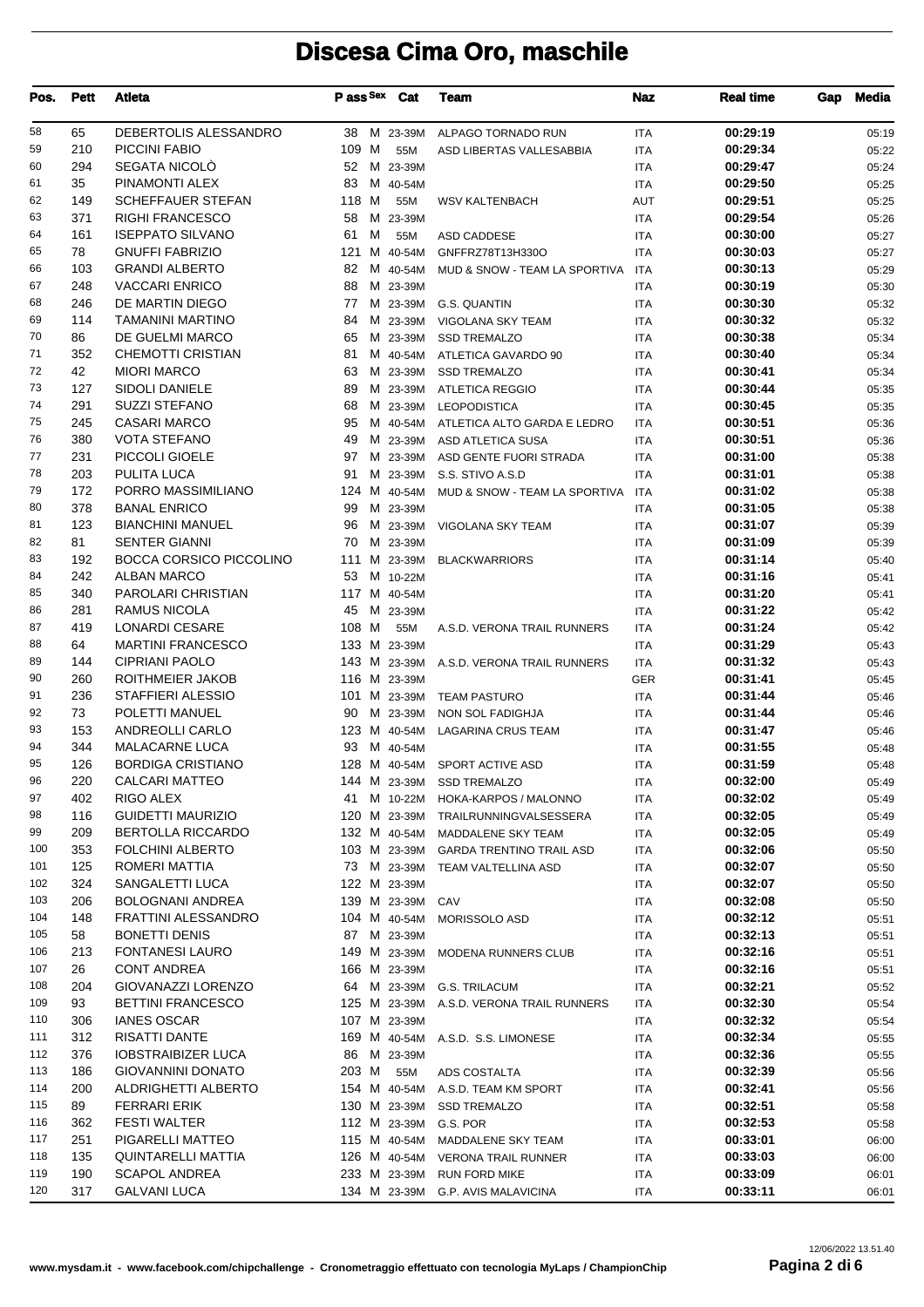# Discesa Cima Oro, maschile

| Pos. | Pett | Atleta | P ass | Sex | Cat | Team | Naz | Real time | Gap | Media |
|---|---|---|---|---|---|---|---|---|---|---|
| 58 | 65 | DEBERTOLIS ALESSANDRO | 38 | M | 23-39M | ALPAGO TORNADO RUN | ITA | 00:29:19 | | 05:19 |
| 59 | 210 | PICCINI FABIO | 109 | M | 55M | ASD LIBERTAS VALLESABBIA | ITA | 00:29:34 | | 05:22 |
| 60 | 294 | SEGATA NICOLÒ | 52 | M | 23-39M | | ITA | 00:29:47 | | 05:24 |
| 61 | 35 | PINAMONTI ALEX | 83 | M | 40-54M | | ITA | 00:29:50 | | 05:25 |
| 62 | 149 | SCHEFFAUER STEFAN | 118 | M | 55M | WSV KALTENBACH | AUT | 00:29:51 | | 05:25 |
| 63 | 371 | RIGHI FRANCESCO | 58 | M | 23-39M | | ITA | 00:29:54 | | 05:26 |
| 64 | 161 | ISEPPATO SILVANO | 61 | M | 55M | ASD CADDESE | ITA | 00:30:00 | | 05:27 |
| 65 | 78 | GNUFFI FABRIZIO | 121 | M | 40-54M | GNFFRZ78T13H330O | ITA | 00:30:03 | | 05:27 |
| 66 | 103 | GRANDI ALBERTO | 82 | M | 40-54M | MUD & SNOW - TEAM LA SPORTIVA | ITA | 00:30:13 | | 05:29 |
| 67 | 248 | VACCARI ENRICO | 88 | M | 23-39M | | ITA | 00:30:19 | | 05:30 |
| 68 | 246 | DE MARTIN DIEGO | 77 | M | 23-39M | G.S. QUANTIN | ITA | 00:30:30 | | 05:32 |
| 69 | 114 | TAMANINI MARTINO | 84 | M | 23-39M | VIGOLANA SKY TEAM | ITA | 00:30:32 | | 05:32 |
| 70 | 86 | DE GUELMI MARCO | 65 | M | 23-39M | SSD TREMALZO | ITA | 00:30:38 | | 05:34 |
| 71 | 352 | CHEMOTTI CRISTIAN | 81 | M | 40-54M | ATLETICA GAVARDO 90 | ITA | 00:30:40 | | 05:34 |
| 72 | 42 | MIORI MARCO | 63 | M | 23-39M | SSD TREMALZO | ITA | 00:30:41 | | 05:34 |
| 73 | 127 | SIDOLI DANIELE | 89 | M | 23-39M | ATLETICA REGGIO | ITA | 00:30:44 | | 05:35 |
| 74 | 291 | SUZZI STEFANO | 68 | M | 23-39M | LEOPODISTICA | ITA | 00:30:45 | | 05:35 |
| 75 | 245 | CASARI MARCO | 95 | M | 40-54M | ATLETICA ALTO GARDA E LEDRO | ITA | 00:30:51 | | 05:36 |
| 76 | 380 | VOTA STEFANO | 49 | M | 23-39M | ASD ATLETICA SUSA | ITA | 00:30:51 | | 05:36 |
| 77 | 231 | PICCOLI GIOELE | 97 | M | 23-39M | ASD GENTE FUORI STRADA | ITA | 00:31:00 | | 05:38 |
| 78 | 203 | PULITA LUCA | 91 | M | 23-39M | S.S. STIVO A.S.D | ITA | 00:31:01 | | 05:38 |
| 79 | 172 | PORRO MASSIMILIANO | 124 | M | 40-54M | MUD & SNOW - TEAM LA SPORTIVA | ITA | 00:31:02 | | 05:38 |
| 80 | 378 | BANAL ENRICO | 99 | M | 23-39M | | ITA | 00:31:05 | | 05:38 |
| 81 | 123 | BIANCHINI MANUEL | 96 | M | 23-39M | VIGOLANA SKY TEAM | ITA | 00:31:07 | | 05:39 |
| 82 | 81 | SENTER GIANNI | 70 | M | 23-39M | | ITA | 00:31:09 | | 05:39 |
| 83 | 192 | BOCCA CORSICO PICCOLINO | 111 | M | 23-39M | BLACKWARRIORS | ITA | 00:31:14 | | 05:40 |
| 84 | 242 | ALBAN MARCO | 53 | M | 10-22M | | ITA | 00:31:16 | | 05:41 |
| 85 | 340 | PAROLARI CHRISTIAN | 117 | M | 40-54M | | ITA | 00:31:20 | | 05:41 |
| 86 | 281 | RAMUS NICOLA | 45 | M | 23-39M | | ITA | 00:31:22 | | 05:42 |
| 87 | 419 | LONARDI CESARE | 108 | M | 55M | A.S.D. VERONA TRAIL RUNNERS | ITA | 00:31:24 | | 05:42 |
| 88 | 64 | MARTINI FRANCESCO | 133 | M | 23-39M | | ITA | 00:31:29 | | 05:43 |
| 89 | 144 | CIPRIANI PAOLO | 143 | M | 23-39M | A.S.D. VERONA TRAIL RUNNERS | ITA | 00:31:32 | | 05:43 |
| 90 | 260 | ROITHMEIER JAKOB | 116 | M | 23-39M | | GER | 00:31:41 | | 05:45 |
| 91 | 236 | STAFFIERI ALESSIO | 101 | M | 23-39M | TEAM PASTURO | ITA | 00:31:44 | | 05:46 |
| 92 | 73 | POLETTI MANUEL | 90 | M | 23-39M | NON SOL FADIGHJA | ITA | 00:31:44 | | 05:46 |
| 93 | 153 | ANDREOLLI CARLO | 123 | M | 40-54M | LAGARINA CRUS TEAM | ITA | 00:31:47 | | 05:46 |
| 94 | 344 | MALACARNE LUCA | 93 | M | 40-54M | | ITA | 00:31:55 | | 05:48 |
| 95 | 126 | BORDIGA CRISTIANO | 128 | M | 40-54M | SPORT ACTIVE ASD | ITA | 00:31:59 | | 05:48 |
| 96 | 220 | CALCARI MATTEO | 144 | M | 23-39M | SSD TREMALZO | ITA | 00:32:00 | | 05:49 |
| 97 | 402 | RIGO ALEX | 41 | M | 10-22M | HOKA-KARPOS / MALONNO | ITA | 00:32:02 | | 05:49 |
| 98 | 116 | GUIDETTI MAURIZIO | 120 | M | 23-39M | TRAILRUNNINGVALSESSERA | ITA | 00:32:05 | | 05:49 |
| 99 | 209 | BERTOLLA RICCARDO | 132 | M | 40-54M | MADDALENE SKY TEAM | ITA | 00:32:05 | | 05:49 |
| 100 | 353 | FOLCHINI ALBERTO | 103 | M | 23-39M | GARDA TRENTINO TRAIL ASD | ITA | 00:32:06 | | 05:50 |
| 101 | 125 | ROMERI MATTIA | 73 | M | 23-39M | TEAM VALTELLINA ASD | ITA | 00:32:07 | | 05:50 |
| 102 | 324 | SANGALETTI LUCA | 122 | M | 23-39M | | ITA | 00:32:07 | | 05:50 |
| 103 | 206 | BOLOGNANI ANDREA | 139 | M | 23-39M | CAV | ITA | 00:32:08 | | 05:50 |
| 104 | 148 | FRATTINI ALESSANDRO | 104 | M | 40-54M | MORISSOLO ASD | ITA | 00:32:12 | | 05:51 |
| 105 | 58 | BONETTI DENIS | 87 | M | 23-39M | | ITA | 00:32:13 | | 05:51 |
| 106 | 213 | FONTANESI LAURO | 149 | M | 23-39M | MODENA RUNNERS CLUB | ITA | 00:32:16 | | 05:51 |
| 107 | 26 | CONT ANDREA | 166 | M | 23-39M | | ITA | 00:32:16 | | 05:51 |
| 108 | 204 | GIOVANAZZI LORENZO | 64 | M | 23-39M | G.S. TRILACUM | ITA | 00:32:21 | | 05:52 |
| 109 | 93 | BETTINI FRANCESCO | 125 | M | 23-39M | A.S.D. VERONA TRAIL RUNNERS | ITA | 00:32:30 | | 05:54 |
| 110 | 306 | IANES OSCAR | 107 | M | 23-39M | | ITA | 00:32:32 | | 05:54 |
| 111 | 312 | RISATTI DANTE | 169 | M | 40-54M | A.S.D. S.S. LIMONESE | ITA | 00:32:34 | | 05:55 |
| 112 | 376 | IOBSTRAIBIZER LUCA | 86 | M | 23-39M | | ITA | 00:32:36 | | 05:55 |
| 113 | 186 | GIOVANNINI DONATO | 203 | M | 55M | ADS COSTALTA | ITA | 00:32:39 | | 05:56 |
| 114 | 200 | ALDRIGHETTI ALBERTO | 154 | M | 40-54M | A.S.D. TEAM KM SPORT | ITA | 00:32:41 | | 05:56 |
| 115 | 89 | FERRARI ERIK | 130 | M | 23-39M | SSD TREMALZO | ITA | 00:32:51 | | 05:58 |
| 116 | 362 | FESTI WALTER | 112 | M | 23-39M | G.S. POR | ITA | 00:32:53 | | 05:58 |
| 117 | 251 | PIGARELLI MATTEO | 115 | M | 40-54M | MADDALENE SKY TEAM | ITA | 00:33:01 | | 06:00 |
| 118 | 135 | QUINTARELLI MATTIA | 126 | M | 40-54M | VERONA TRAIL RUNNER | ITA | 00:33:03 | | 06:00 |
| 119 | 190 | SCAPOL ANDREA | 233 | M | 23-39M | RUN FORD MIKE | ITA | 00:33:09 | | 06:01 |
| 120 | 317 | GALVANI LUCA | 134 | M | 23-39M | G.P. AVIS MALAVICINA | ITA | 00:33:11 | | 06:01 |

www.mysdam.it - www.facebook.com/chipchallenge - Cronometraggio effettuato con tecnologia MyLaps / ChampionChip

12/06/2022 13.51.40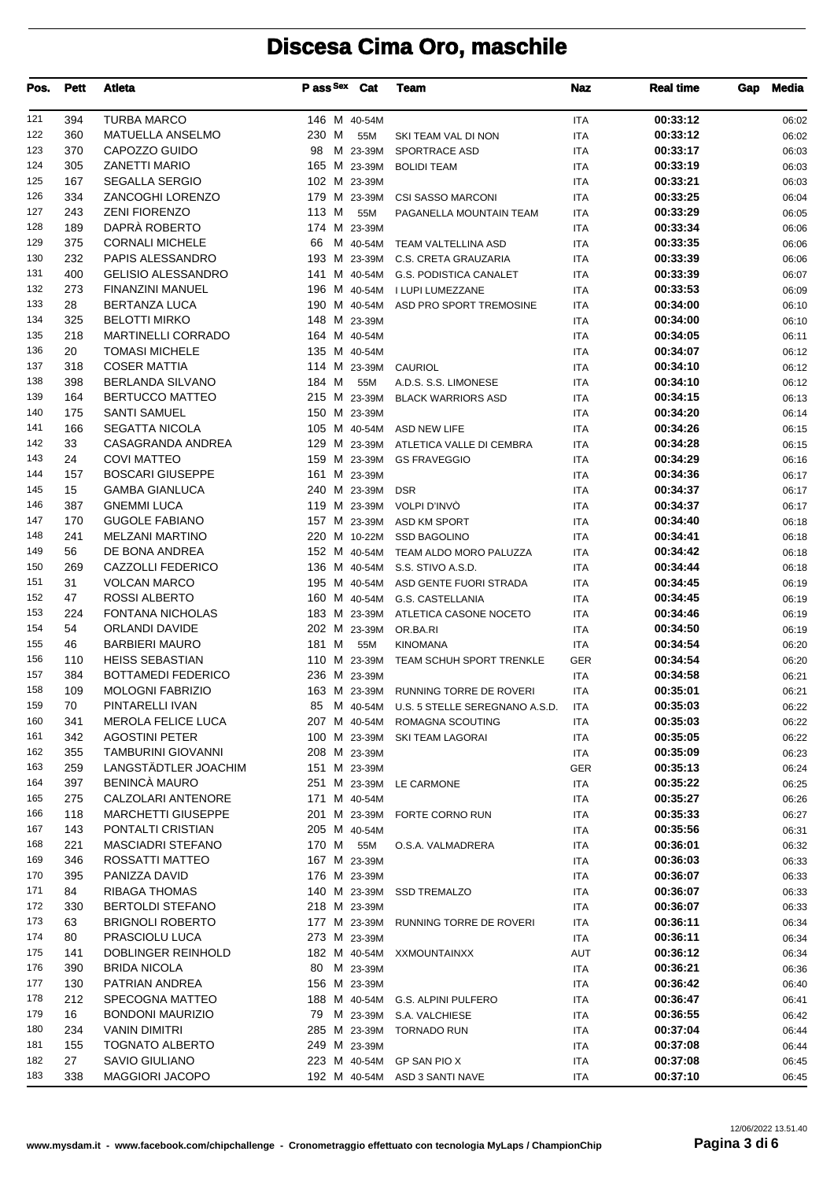# Discesa Cima Oro, maschile

| Pos. | Pett | Atleta | P ass | Sex | Cat | Team | Naz | Real time | Gap | Media |
|---|---|---|---|---|---|---|---|---|---|---|
| 121 | 394 | TURBA MARCO | 146 | M | 40-54M | | ITA | 00:33:12 | | 06:02 |
| 122 | 360 | MATUELLA ANSELMO | 230 | M | 55M | SKI TEAM VAL DI NON | ITA | 00:33:12 | | 06:02 |
| 123 | 370 | CAPOZZO GUIDO | 98 | M | 23-39M | SPORTRACE ASD | ITA | 00:33:17 | | 06:03 |
| 124 | 305 | ZANETTI MARIO | 165 | M | 23-39M | BOLIDI TEAM | ITA | 00:33:19 | | 06:03 |
| 125 | 167 | SEGALLA SERGIO | 102 | M | 23-39M | | ITA | 00:33:21 | | 06:03 |
| 126 | 334 | ZANCOGHI LORENZO | 179 | M | 23-39M | CSI SASSO MARCONI | ITA | 00:33:25 | | 06:04 |
| 127 | 243 | ZENI FIORENZO | 113 | M | 55M | PAGANELLA MOUNTAIN TEAM | ITA | 00:33:29 | | 06:05 |
| 128 | 189 | DAPRÀ ROBERTO | 174 | M | 23-39M | | ITA | 00:33:34 | | 06:06 |
| 129 | 375 | CORNALI MICHELE | 66 | M | 40-54M | TEAM VALTELLINA ASD | ITA | 00:33:35 | | 06:06 |
| 130 | 232 | PAPIS ALESSANDRO | 193 | M | 23-39M | C.S. CRETA GRAUZARIA | ITA | 00:33:39 | | 06:06 |
| 131 | 400 | GELISIO ALESSANDRO | 141 | M | 40-54M | G.S. PODISTICA CANALET | ITA | 00:33:39 | | 06:07 |
| 132 | 273 | FINANZINI MANUEL | 196 | M | 40-54M | I LUPI LUMEZZANE | ITA | 00:33:53 | | 06:09 |
| 133 | 28 | BERTANZA LUCA | 190 | M | 40-54M | ASD PRO SPORT TREMOSINE | ITA | 00:34:00 | | 06:10 |
| 134 | 325 | BELOTTI MIRKO | 148 | M | 23-39M | | ITA | 00:34:00 | | 06:10 |
| 135 | 218 | MARTINELLI CORRADO | 164 | M | 40-54M | | ITA | 00:34:05 | | 06:11 |
| 136 | 20 | TOMASI MICHELE | 135 | M | 40-54M | | ITA | 00:34:07 | | 06:12 |
| 137 | 318 | COSER MATTIA | 114 | M | 23-39M | CAURIOL | ITA | 00:34:10 | | 06:12 |
| 138 | 398 | BERLANDA SILVANO | 184 | M | 55M | A.D.S. S.S. LIMONESE | ITA | 00:34:10 | | 06:12 |
| 139 | 164 | BERTUCCO MATTEO | 215 | M | 23-39M | BLACK WARRIORS ASD | ITA | 00:34:15 | | 06:13 |
| 140 | 175 | SANTI SAMUEL | 150 | M | 23-39M | | ITA | 00:34:20 | | 06:14 |
| 141 | 166 | SEGATTA NICOLA | 105 | M | 40-54M | ASD NEW LIFE | ITA | 00:34:26 | | 06:15 |
| 142 | 33 | CASAGRANDA ANDREA | 129 | M | 23-39M | ATLETICA VALLE DI CEMBRA | ITA | 00:34:28 | | 06:15 |
| 143 | 24 | COVI MATTEO | 159 | M | 23-39M | GS FRAVEGGIO | ITA | 00:34:29 | | 06:16 |
| 144 | 157 | BOSCARI GIUSEPPE | 161 | M | 23-39M | | ITA | 00:34:36 | | 06:17 |
| 145 | 15 | GAMBA GIANLUCA | 240 | M | 23-39M | DSR | ITA | 00:34:37 | | 06:17 |
| 146 | 387 | GNEMMI LUCA | 119 | M | 23-39M | VOLPI D'INVÒ | ITA | 00:34:37 | | 06:17 |
| 147 | 170 | GUGOLE FABIANO | 157 | M | 23-39M | ASD KM SPORT | ITA | 00:34:40 | | 06:18 |
| 148 | 241 | MELZANI MARTINO | 220 | M | 10-22M | SSD BAGOLINO | ITA | 00:34:41 | | 06:18 |
| 149 | 56 | DE BONA ANDREA | 152 | M | 40-54M | TEAM ALDO MORO PALUZZA | ITA | 00:34:42 | | 06:18 |
| 150 | 269 | CAZZOLLI FEDERICO | 136 | M | 40-54M | S.S. STIVO A.S.D. | ITA | 00:34:44 | | 06:18 |
| 151 | 31 | VOLCAN MARCO | 195 | M | 40-54M | ASD GENTE FUORI STRADA | ITA | 00:34:45 | | 06:19 |
| 152 | 47 | ROSSI ALBERTO | 160 | M | 40-54M | G.S. CASTELLANIA | ITA | 00:34:45 | | 06:19 |
| 153 | 224 | FONTANA NICHOLAS | 183 | M | 23-39M | ATLETICA CASONE NOCETO | ITA | 00:34:46 | | 06:19 |
| 154 | 54 | ORLANDI DAVIDE | 202 | M | 23-39M | OR.BA.RI | ITA | 00:34:50 | | 06:19 |
| 155 | 46 | BARBIERI MAURO | 181 | M | 55M | KINOMANA | ITA | 00:34:54 | | 06:20 |
| 156 | 110 | HEISS SEBASTIAN | 110 | M | 23-39M | TEAM SCHUH SPORT TRENKLE | GER | 00:34:54 | | 06:20 |
| 157 | 384 | BOTTAMEDI FEDERICO | 236 | M | 23-39M | | ITA | 00:34:58 | | 06:21 |
| 158 | 109 | MOLOGNI FABRIZIO | 163 | M | 23-39M | RUNNING TORRE DE ROVERI | ITA | 00:35:01 | | 06:21 |
| 159 | 70 | PINTARELLI IVAN | 85 | M | 40-54M | U.S. 5 STELLE SEREGNANO A.S.D. | ITA | 00:35:03 | | 06:22 |
| 160 | 341 | MEROLA FELICE LUCA | 207 | M | 40-54M | ROMAGNA SCOUTING | ITA | 00:35:03 | | 06:22 |
| 161 | 342 | AGOSTINI PETER | 100 | M | 23-39M | SKI TEAM LAGORAI | ITA | 00:35:05 | | 06:22 |
| 162 | 355 | TAMBURINI GIOVANNI | 208 | M | 23-39M | | ITA | 00:35:09 | | 06:23 |
| 163 | 259 | LANGSTÄDTLER JOACHIM | 151 | M | 23-39M | | GER | 00:35:13 | | 06:24 |
| 164 | 397 | BENINCÀ MAURO | 251 | M | 23-39M | LE CARMONE | ITA | 00:35:22 | | 06:25 |
| 165 | 275 | CALZOLARI ANTENORE | 171 | M | 40-54M | | ITA | 00:35:27 | | 06:26 |
| 166 | 118 | MARCHETTI GIUSEPPE | 201 | M | 23-39M | FORTE CORNO RUN | ITA | 00:35:33 | | 06:27 |
| 167 | 143 | PONTALTI CRISTIAN | 205 | M | 40-54M | | ITA | 00:35:56 | | 06:31 |
| 168 | 221 | MASCIADRI STEFANO | 170 | M | 55M | O.S.A. VALMADRERA | ITA | 00:36:01 | | 06:32 |
| 169 | 346 | ROSSATTI MATTEO | 167 | M | 23-39M | | ITA | 00:36:03 | | 06:33 |
| 170 | 395 | PANIZZA DAVID | 176 | M | 23-39M | | ITA | 00:36:07 | | 06:33 |
| 171 | 84 | RIBAGA THOMAS | 140 | M | 23-39M | SSD TREMALZO | ITA | 00:36:07 | | 06:33 |
| 172 | 330 | BERTOLDI STEFANO | 218 | M | 23-39M | | ITA | 00:36:07 | | 06:33 |
| 173 | 63 | BRIGNOLI ROBERTO | 177 | M | 23-39M | RUNNING TORRE DE ROVERI | ITA | 00:36:11 | | 06:34 |
| 174 | 80 | PRASCIOLU LUCA | 273 | M | 23-39M | | ITA | 00:36:11 | | 06:34 |
| 175 | 141 | DOBLINGER REINHOLD | 182 | M | 40-54M | XXMOUNTAINXX | AUT | 00:36:12 | | 06:34 |
| 176 | 390 | BRIDA NICOLA | 80 | M | 23-39M | | ITA | 00:36:21 | | 06:36 |
| 177 | 130 | PATRIAN ANDREA | 156 | M | 23-39M | | ITA | 00:36:42 | | 06:40 |
| 178 | 212 | SPECOGNA MATTEO | 188 | M | 40-54M | G.S. ALPINI PULFERO | ITA | 00:36:47 | | 06:41 |
| 179 | 16 | BONDONI MAURIZIO | 79 | M | 23-39M | S.A. VALCHIESE | ITA | 00:36:55 | | 06:42 |
| 180 | 234 | VANIN DIMITRI | 285 | M | 23-39M | TORNADO RUN | ITA | 00:37:04 | | 06:44 |
| 181 | 155 | TOGNATO ALBERTO | 249 | M | 23-39M | | ITA | 00:37:08 | | 06:44 |
| 182 | 27 | SAVIO GIULIANO | 223 | M | 40-54M | GP SAN PIO X | ITA | 00:37:08 | | 06:45 |
| 183 | 338 | MAGGIORI JACOPO | 192 | M | 40-54M | ASD 3 SANTI NAVE | ITA | 00:37:10 | | 06:45 |

12/06/2022 13.51.40

www.mysdam.it - www.facebook.com/chipchallenge - Cronometraggio effettuato con tecnologia MyLaps / ChampionChip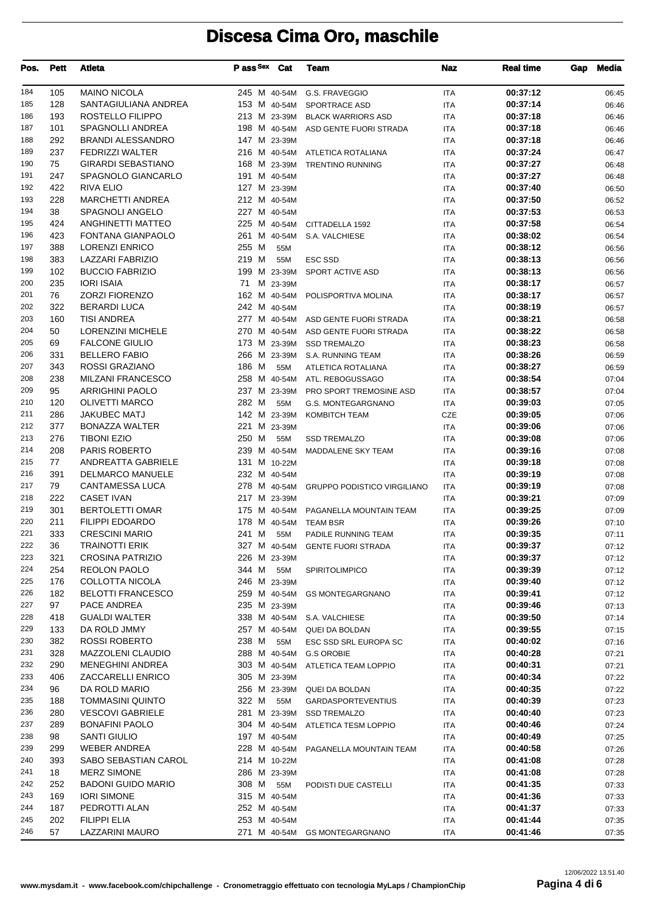# Discesa Cima Oro, maschile

| Pos. | Pett | Atleta | P ass | Sex | Cat | Team | Naz | Real time | Gap | Media |
|---|---|---|---|---|---|---|---|---|---|---|
| 184 | 105 | MAINO NICOLA | 245 | M | 40-54M | G.S. FRAVEGGIO | ITA | 00:37:12 | | 06:45 |
| 185 | 128 | SANTAGIULIANA ANDREA | 153 | M | 40-54M | SPORTRACE ASD | ITA | 00:37:14 | | 06:46 |
| 186 | 193 | ROSTELLO FILIPPO | 213 | M | 23-39M | BLACK WARRIORS ASD | ITA | 00:37:18 | | 06:46 |
| 187 | 101 | SPAGNOLLI ANDREA | 198 | M | 40-54M | ASD GENTE FUORI STRADA | ITA | 00:37:18 | | 06:46 |
| 188 | 292 | BRANDI ALESSANDRO | 147 | M | 23-39M | | ITA | 00:37:18 | | 06:46 |
| 189 | 237 | FEDRIZZI WALTER | 216 | M | 40-54M | ATLETICA ROTALIANA | ITA | 00:37:24 | | 06:47 |
| 190 | 75 | GIRARDI SEBASTIANO | 168 | M | 23-39M | TRENTINO RUNNING | ITA | 00:37:27 | | 06:48 |
| 191 | 247 | SPAGNOLO GIANCARLO | 191 | M | 40-54M | | ITA | 00:37:27 | | 06:48 |
| 192 | 422 | RIVA ELIO | 127 | M | 23-39M | | ITA | 00:37:40 | | 06:50 |
| 193 | 228 | MARCHETTI ANDREA | 212 | M | 40-54M | | ITA | 00:37:50 | | 06:52 |
| 194 | 38 | SPAGNOLI ANGELO | 227 | M | 40-54M | | ITA | 00:37:53 | | 06:53 |
| 195 | 424 | ANGHINETTI MATTEO | 225 | M | 40-54M | CITTADELLA 1592 | ITA | 00:37:58 | | 06:54 |
| 196 | 423 | FONTANA GIANPAOLO | 261 | M | 40-54M | S.A. VALCHIESE | ITA | 00:38:02 | | 06:54 |
| 197 | 388 | LORENZI ENRICO | 255 | M | 55M | | ITA | 00:38:12 | | 06:56 |
| 198 | 383 | LAZZARI FABRIZIO | 219 | M | 55M | ESC SSD | ITA | 00:38:13 | | 06:56 |
| 199 | 102 | BUCCIO FABRIZIO | 199 | M | 23-39M | SPORT ACTIVE ASD | ITA | 00:38:13 | | 06:56 |
| 200 | 235 | IORI ISAIA | 71 | M | 23-39M | | ITA | 00:38:17 | | 06:57 |
| 201 | 76 | ZORZI FIORENZO | 162 | M | 40-54M | POLISPORTIVA MOLINA | ITA | 00:38:17 | | 06:57 |
| 202 | 322 | BERARDI LUCA | 242 | M | 40-54M | | ITA | 00:38:19 | | 06:57 |
| 203 | 160 | TISI ANDREA | 277 | M | 40-54M | ASD GENTE FUORI STRADA | ITA | 00:38:21 | | 06:58 |
| 204 | 50 | LORENZINI MICHELE | 270 | M | 40-54M | ASD GENTE FUORI STRADA | ITA | 00:38:22 | | 06:58 |
| 205 | 69 | FALCONE GIULIO | 173 | M | 23-39M | SSD TREMALZO | ITA | 00:38:23 | | 06:58 |
| 206 | 331 | BELLERO FABIO | 266 | M | 23-39M | S.A. RUNNING TEAM | ITA | 00:38:26 | | 06:59 |
| 207 | 343 | ROSSI GRAZIANO | 186 | M | 55M | ATLETICA ROTALIANA | ITA | 00:38:27 | | 06:59 |
| 208 | 238 | MILZANI FRANCESCO | 258 | M | 40-54M | ATL. REBOGUSSAGO | ITA | 00:38:54 | | 07:04 |
| 209 | 95 | ARRIGHINI PAOLO | 237 | M | 23-39M | PRO SPORT TREMOSINE ASD | ITA | 00:38:57 | | 07:04 |
| 210 | 120 | OLIVETTI MARCO | 282 | M | 55M | G.S. MONTEGARGNANO | ITA | 00:39:03 | | 07:05 |
| 211 | 286 | JAKUBEC MATJ | 142 | M | 23-39M | KOMBITCH TEAM | CZE | 00:39:05 | | 07:06 |
| 212 | 377 | BONAZZA WALTER | 221 | M | 23-39M | | ITA | 00:39:06 | | 07:06 |
| 213 | 276 | TIBONI EZIO | 250 | M | 55M | SSD TREMALZO | ITA | 00:39:08 | | 07:06 |
| 214 | 208 | PARIS ROBERTO | 239 | M | 40-54M | MADDALENE SKY TEAM | ITA | 00:39:16 | | 07:08 |
| 215 | 77 | ANDREATTA GABRIELE | 131 | M | 10-22M | | ITA | 00:39:18 | | 07:08 |
| 216 | 391 | DELMARCO MANUELE | 232 | M | 40-54M | | ITA | 00:39:19 | | 07:08 |
| 217 | 79 | CANTAMESSA LUCA | 278 | M | 40-54M | GRUPPO PODISTICO VIRGILIANO | ITA | 00:39:19 | | 07:08 |
| 218 | 222 | CASET IVAN | 217 | M | 23-39M | | ITA | 00:39:21 | | 07:09 |
| 219 | 301 | BERTOLETTI OMAR | 175 | M | 40-54M | PAGANELLA MOUNTAIN TEAM | ITA | 00:39:25 | | 07:09 |
| 220 | 211 | FILIPPI EDOARDO | 178 | M | 40-54M | TEAM BSR | ITA | 00:39:26 | | 07:10 |
| 221 | 333 | CRESCINI MARIO | 241 | M | 55M | PADILE RUNNING TEAM | ITA | 00:39:35 | | 07:11 |
| 222 | 36 | TRAINOTTI ERIK | 327 | M | 40-54M | GENTE FUORI STRADA | ITA | 00:39:37 | | 07:12 |
| 223 | 321 | CROSINA PATRIZIO | 226 | M | 23-39M | | ITA | 00:39:37 | | 07:12 |
| 224 | 254 | REOLON PAOLO | 344 | M | 55M | SPIRITOLIMPICO | ITA | 00:39:39 | | 07:12 |
| 225 | 176 | COLLOTTA NICOLA | 246 | M | 23-39M | | ITA | 00:39:40 | | 07:12 |
| 226 | 182 | BELOTTI FRANCESCO | 259 | M | 40-54M | GS MONTEGARGNANO | ITA | 00:39:41 | | 07:12 |
| 227 | 97 | PACE ANDREA | 235 | M | 23-39M | | ITA | 00:39:46 | | 07:13 |
| 228 | 418 | GUALDI WALTER | 338 | M | 40-54M | S.A. VALCHIESE | ITA | 00:39:50 | | 07:14 |
| 229 | 133 | DA ROLD JMMY | 257 | M | 40-54M | QUEI DA BOLDAN | ITA | 00:39:55 | | 07:15 |
| 230 | 382 | ROSSI ROBERTO | 238 | M | 55M | ESC SSD SRL EUROPA SC | ITA | 00:40:02 | | 07:16 |
| 231 | 328 | MAZZOLENI CLAUDIO | 288 | M | 40-54M | G.S OROBIE | ITA | 00:40:28 | | 07:21 |
| 232 | 290 | MENEGHINI ANDREA | 303 | M | 40-54M | ATLETICA TEAM LOPPIO | ITA | 00:40:31 | | 07:21 |
| 233 | 406 | ZACCARELLI ENRICO | 305 | M | 23-39M | | ITA | 00:40:34 | | 07:22 |
| 234 | 96 | DA ROLD MARIO | 256 | M | 23-39M | QUEI DA BOLDAN | ITA | 00:40:35 | | 07:22 |
| 235 | 188 | TOMMASINI QUINTO | 322 | M | 55M | GARDASPORTEVENTIUS | ITA | 00:40:39 | | 07:23 |
| 236 | 280 | VESCOVI GABRIELE | 281 | M | 23-39M | SSD TREMALZO | ITA | 00:40:40 | | 07:23 |
| 237 | 289 | BONAFINI PAOLO | 304 | M | 40-54M | ATLETICA TESM LOPPIO | ITA | 00:40:46 | | 07:24 |
| 238 | 98 | SANTI GIULIO | 197 | M | 40-54M | | ITA | 00:40:49 | | 07:25 |
| 239 | 299 | WEBER ANDREA | 228 | M | 40-54M | PAGANELLA MOUNTAIN TEAM | ITA | 00:40:58 | | 07:26 |
| 240 | 393 | SABO SEBASTIAN CAROL | 214 | M | 10-22M | | ITA | 00:41:08 | | 07:28 |
| 241 | 18 | MERZ SIMONE | 286 | M | 23-39M | | ITA | 00:41:08 | | 07:28 |
| 242 | 252 | BADONI GUIDO MARIO | 308 | M | 55M | PODISTI DUE CASTELLI | ITA | 00:41:35 | | 07:33 |
| 243 | 169 | IORI SIMONE | 315 | M | 40-54M | | ITA | 00:41:36 | | 07:33 |
| 244 | 187 | PEDROTTI ALAN | 252 | M | 40-54M | | ITA | 00:41:37 | | 07:33 |
| 245 | 202 | FILIPPI ELIA | 253 | M | 40-54M | | ITA | 00:41:44 | | 07:35 |
| 246 | 57 | LAZZARINI MAURO | 271 | M | 40-54M | GS MONTEGARGNANO | ITA | 00:41:46 | | 07:35 |

www.mysdam.it - www.facebook.com/chipchallenge - Cronometraggio effettuato con tecnologia MyLaps / ChampionChip

12/06/2022 13.51.40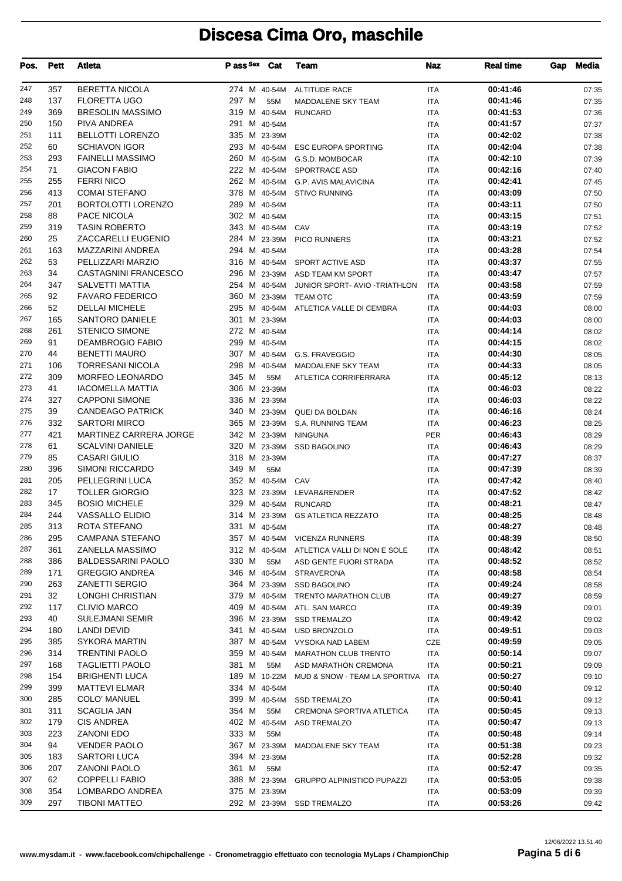# Discesa Cima Oro, maschile

| Pos. | Pett | Atleta | P ass | Sex | Cat | Team | Naz | Real time | Gap | Media |
|---|---|---|---|---|---|---|---|---|---|---|
| 247 | 357 | BERETTA NICOLA | 274 | M | 40-54M | ALTITUDE RACE | ITA | 00:41:46 | | 07:35 |
| 248 | 137 | FLORETTA UGO | 297 | M | 55M | MADDALENE SKY TEAM | ITA | 00:41:46 | | 07:35 |
| 249 | 369 | BRESOLIN MASSIMO | 319 | M | 40-54M | RUNCARD | ITA | 00:41:53 | | 07:36 |
| 250 | 150 | PIVA ANDREA | 291 | M | 40-54M | | ITA | 00:41:57 | | 07:37 |
| 251 | 111 | BELLOTTI LORENZO | 335 | M | 23-39M | | ITA | 00:42:02 | | 07:38 |
| 252 | 60 | SCHIAVON IGOR | 293 | M | 40-54M | ESC EUROPA SPORTING | ITA | 00:42:04 | | 07:38 |
| 253 | 293 | FAINELLI MASSIMO | 260 | M | 40-54M | G.S.D. MOMBOCAR | ITA | 00:42:10 | | 07:39 |
| 254 | 71 | GIACON FABIO | 222 | M | 40-54M | SPORTRACE ASD | ITA | 00:42:16 | | 07:40 |
| 255 | 255 | FERRI NICO | 262 | M | 40-54M | G.P. AVIS MALAVICINA | ITA | 00:42:41 | | 07:45 |
| 256 | 413 | COMAI STEFANO | 378 | M | 40-54M | STIVO RUNNING | ITA | 00:43:09 | | 07:50 |
| 257 | 201 | BORTOLOTTI LORENZO | 289 | M | 40-54M | | ITA | 00:43:11 | | 07:50 |
| 258 | 88 | PACE NICOLA | 302 | M | 40-54M | | ITA | 00:43:15 | | 07:51 |
| 259 | 319 | TASIN ROBERTO | 343 | M | 40-54M | CAV | ITA | 00:43:19 | | 07:52 |
| 260 | 25 | ZACCARELLI EUGENIO | 284 | M | 23-39M | PICO RUNNERS | ITA | 00:43:21 | | 07:52 |
| 261 | 163 | MAZZARINI ANDREA | 294 | M | 40-54M | | ITA | 00:43:28 | | 07:54 |
| 262 | 53 | PELLIZZARI MARZIO | 316 | M | 40-54M | SPORT ACTIVE ASD | ITA | 00:43:37 | | 07:55 |
| 263 | 34 | CASTAGNINI FRANCESCO | 296 | M | 23-39M | ASD TEAM KM SPORT | ITA | 00:43:47 | | 07:57 |
| 264 | 347 | SALVETTI MATTIA | 254 | M | 40-54M | JUNIOR SPORT- AVIO -TRIATHLON | ITA | 00:43:58 | | 07:59 |
| 265 | 92 | FAVARO FEDERICO | 360 | M | 23-39M | TEAM OTC | ITA | 00:43:59 | | 07:59 |
| 266 | 52 | DELLAI MICHELE | 295 | M | 40-54M | ATLETICA VALLE DI CEMBRA | ITA | 00:44:03 | | 08:00 |
| 267 | 165 | SANTORO DANIELE | 301 | M | 23-39M | | ITA | 00:44:03 | | 08:00 |
| 268 | 261 | STENICO SIMONE | 272 | M | 40-54M | | ITA | 00:44:14 | | 08:02 |
| 269 | 91 | DEAMBROGIO FABIO | 299 | M | 40-54M | | ITA | 00:44:15 | | 08:02 |
| 270 | 44 | BENETTI MAURO | 307 | M | 40-54M | G.S. FRAVEGGIO | ITA | 00:44:30 | | 08:05 |
| 271 | 106 | TORRESANI NICOLA | 298 | M | 40-54M | MADDALENE SKY TEAM | ITA | 00:44:33 | | 08:05 |
| 272 | 309 | MORFEO LEONARDO | 345 | M | 55M | ATLETICA CORRIFERRARA | ITA | 00:45:12 | | 08:13 |
| 273 | 41 | IACOMELLA MATTIA | 306 | M | 23-39M | | ITA | 00:46:03 | | 08:22 |
| 274 | 327 | CAPPONI SIMONE | 336 | M | 23-39M | | ITA | 00:46:03 | | 08:22 |
| 275 | 39 | CANDEAGO PATRICK | 340 | M | 23-39M | QUEI DA BOLDAN | ITA | 00:46:16 | | 08:24 |
| 276 | 332 | SARTORI MIRCO | 365 | M | 23-39M | S.A. RUNNING TEAM | ITA | 00:46:23 | | 08:25 |
| 277 | 421 | MARTINEZ CARRERA JORGE | 342 | M | 23-39M | NINGUNA | PER | 00:46:43 | | 08:29 |
| 278 | 61 | SCALVINI DANIELE | 320 | M | 23-39M | SSD BAGOLINO | ITA | 00:46:43 | | 08:29 |
| 279 | 85 | CASARI GIULIO | 318 | M | 23-39M | | ITA | 00:47:27 | | 08:37 |
| 280 | 396 | SIMONI RICCARDO | 349 | M | 55M | | ITA | 00:47:39 | | 08:39 |
| 281 | 205 | PELLEGRINI LUCA | 352 | M | 40-54M | CAV | ITA | 00:47:42 | | 08:40 |
| 282 | 17 | TOLLER GIORGIO | 323 | M | 23-39M | LEVAR&RENDER | ITA | 00:47:52 | | 08:42 |
| 283 | 345 | BOSIO MICHELE | 329 | M | 40-54M | RUNCARD | ITA | 00:48:21 | | 08:47 |
| 284 | 244 | VASSALLO ELIDIO | 314 | M | 23-39M | GS ATLETICA REZZATO | ITA | 00:48:25 | | 08:48 |
| 285 | 313 | ROTA STEFANO | 331 | M | 40-54M | | ITA | 00:48:27 | | 08:48 |
| 286 | 295 | CAMPANA STEFANO | 357 | M | 40-54M | VICENZA RUNNERS | ITA | 00:48:39 | | 08:50 |
| 287 | 361 | ZANELLA MASSIMO | 312 | M | 40-54M | ATLETICA VALLI DI NON E SOLE | ITA | 00:48:42 | | 08:51 |
| 288 | 386 | BALDESSARINI PAOLO | 330 | M | 55M | ASD GENTE FUORI STRADA | ITA | 00:48:52 | | 08:52 |
| 289 | 171 | GREGGIO ANDREA | 346 | M | 40-54M | STRAVERONA | ITA | 00:48:58 | | 08:54 |
| 290 | 263 | ZANETTI SERGIO | 364 | M | 23-39M | SSD BAGOLINO | ITA | 00:49:24 | | 08:58 |
| 291 | 32 | LONGHI CHRISTIAN | 379 | M | 40-54M | TRENTO MARATHON CLUB | ITA | 00:49:27 | | 08:59 |
| 292 | 117 | CLIVIO MARCO | 409 | M | 40-54M | ATL. SAN MARCO | ITA | 00:49:39 | | 09:01 |
| 293 | 40 | SULEJMANI SEMIR | 396 | M | 23-39M | SSD TREMALZO | ITA | 00:49:42 | | 09:02 |
| 294 | 180 | LANDI DEVID | 341 | M | 40-54M | USD BRONZOLO | ITA | 00:49:51 | | 09:03 |
| 295 | 385 | SYKORA MARTIN | 387 | M | 40-54M | VYSOKA NAD LABEM | CZE | 00:49:59 | | 09:05 |
| 296 | 314 | TRENTINI PAOLO | 359 | M | 40-54M | MARATHON CLUB TRENTO | ITA | 00:50:14 | | 09:07 |
| 297 | 168 | TAGLIETTI PAOLO | 381 | M | 55M | ASD MARATHON CREMONA | ITA | 00:50:21 | | 09:09 |
| 298 | 154 | BRIGHENTI LUCA | 189 | M | 10-22M | MUD & SNOW - TEAM LA SPORTIVA | ITA | 00:50:27 | | 09:10 |
| 299 | 399 | MATTEVI ELMAR | 334 | M | 40-54M | | ITA | 00:50:40 | | 09:12 |
| 300 | 285 | COLO' MANUEL | 399 | M | 40-54M | SSD TREMALZO | ITA | 00:50:41 | | 09:12 |
| 301 | 311 | SCAGLIA JAN | 354 | M | 55M | CREMONA SPORTIVA ATLETICA | ITA | 00:50:45 | | 09:13 |
| 302 | 179 | CIS ANDREA | 402 | M | 40-54M | ASD TREMALZO | ITA | 00:50:47 | | 09:13 |
| 303 | 223 | ZANONI EDO | 333 | M | 55M | | ITA | 00:50:48 | | 09:14 |
| 304 | 94 | VENDER PAOLO | 367 | M | 23-39M | MADDALENE SKY TEAM | ITA | 00:51:38 | | 09:23 |
| 305 | 183 | SARTORI LUCA | 394 | M | 23-39M | | ITA | 00:52:28 | | 09:32 |
| 306 | 207 | ZANONI PAOLO | 361 | M | 55M | | ITA | 00:52:47 | | 09:35 |
| 307 | 62 | COPPELLI FABIO | 388 | M | 23-39M | GRUPPO ALPINISTICO PUPAZZI | ITA | 00:53:05 | | 09:38 |
| 308 | 354 | LOMBARDO ANDREA | 375 | M | 23-39M | | ITA | 00:53:09 | | 09:39 |
| 309 | 297 | TIBONI MATTEO | 292 | M | 23-39M | SSD TREMALZO | ITA | 00:53:26 | | 09:42 |

12/06/2022 13.51.40

www.mysdam.it - www.facebook.com/chipchallenge - Cronometraggio effettuato con tecnologia MyLaps / ChampionChip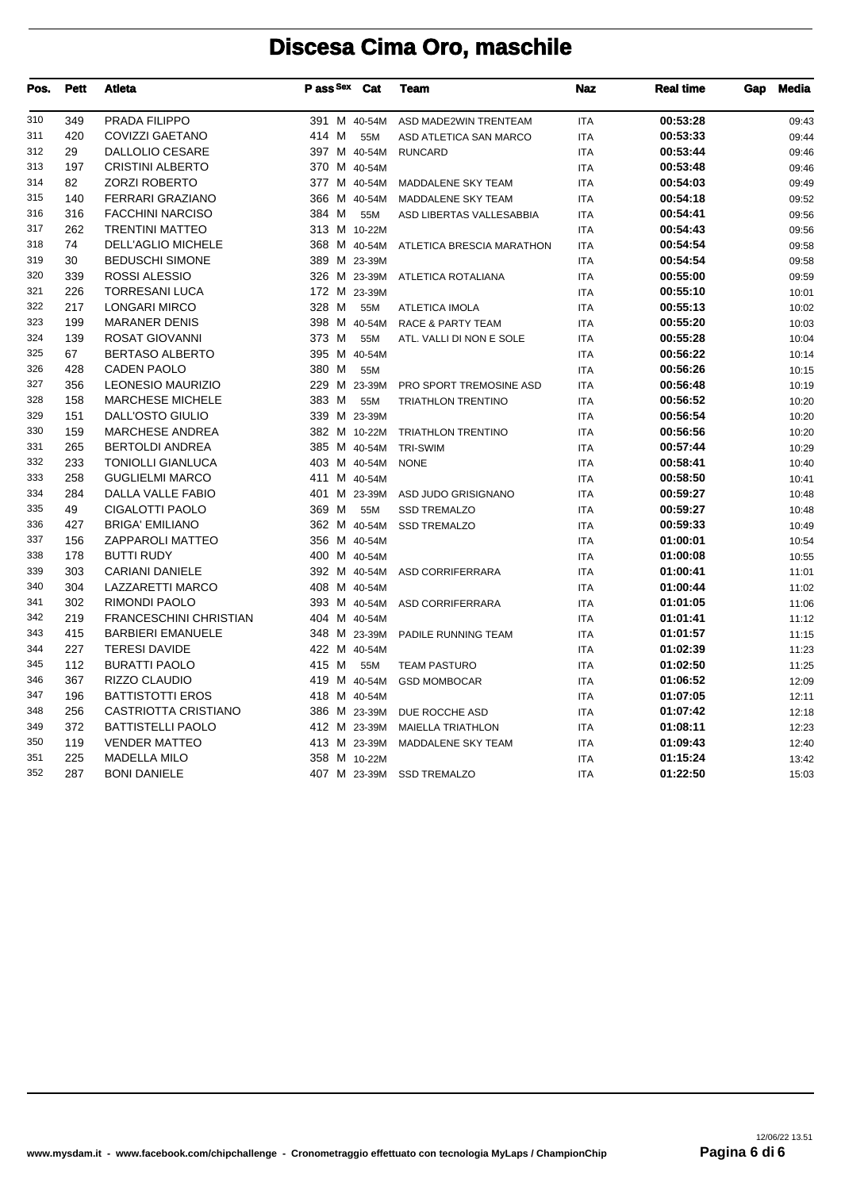# Discesa Cima Oro, maschile

| Pos. | Pett | Atleta | P ass | Sex | Cat | Team | Naz | Real time | Gap | Media |
|---|---|---|---|---|---|---|---|---|---|---|
| 310 | 349 | PRADA FILIPPO | 391 | M | 40-54M | ASD MADE2WIN TRENTEAM | ITA | 00:53:28 | | 09:43 |
| 311 | 420 | COVIZZI GAETANO | 414 | M | 55M | ASD ATLETICA SAN MARCO | ITA | 00:53:33 | | 09:44 |
| 312 | 29 | DALLOLIO CESARE | 397 | M | 40-54M | RUNCARD | ITA | 00:53:44 | | 09:46 |
| 313 | 197 | CRISTINI ALBERTO | 370 | M | 40-54M | | ITA | 00:53:48 | | 09:46 |
| 314 | 82 | ZORZI ROBERTO | 377 | M | 40-54M | MADDALENE SKY TEAM | ITA | 00:54:03 | | 09:49 |
| 315 | 140 | FERRARI GRAZIANO | 366 | M | 40-54M | MADDALENE SKY TEAM | ITA | 00:54:18 | | 09:52 |
| 316 | 316 | FACCHINI NARCISO | 384 | M | 55M | ASD LIBERTAS VALLESABBIA | ITA | 00:54:41 | | 09:56 |
| 317 | 262 | TRENTINI MATTEO | 313 | M | 10-22M | | ITA | 00:54:43 | | 09:56 |
| 318 | 74 | DELL'AGLIO MICHELE | 368 | M | 40-54M | ATLETICA BRESCIA MARATHON | ITA | 00:54:54 | | 09:58 |
| 319 | 30 | BEDUSCHI SIMONE | 389 | M | 23-39M | | ITA | 00:54:54 | | 09:58 |
| 320 | 339 | ROSSI ALESSIO | 326 | M | 23-39M | ATLETICA ROTALIANA | ITA | 00:55:00 | | 09:59 |
| 321 | 226 | TORRESANI LUCA | 172 | M | 23-39M | | ITA | 00:55:10 | | 10:01 |
| 322 | 217 | LONGARI MIRCO | 328 | M | 55M | ATLETICA IMOLA | ITA | 00:55:13 | | 10:02 |
| 323 | 199 | MARANER DENIS | 398 | M | 40-54M | RACE & PARTY TEAM | ITA | 00:55:20 | | 10:03 |
| 324 | 139 | ROSAT GIOVANNI | 373 | M | 55M | ATL. VALLI DI NON E SOLE | ITA | 00:55:28 | | 10:04 |
| 325 | 67 | BERTASO ALBERTO | 395 | M | 40-54M | | ITA | 00:56:22 | | 10:14 |
| 326 | 428 | CADEN PAOLO | 380 | M | 55M | | ITA | 00:56:26 | | 10:15 |
| 327 | 356 | LEONESIO MAURIZIO | 229 | M | 23-39M | PRO SPORT TREMOSINE ASD | ITA | 00:56:48 | | 10:19 |
| 328 | 158 | MARCHESE MICHELE | 383 | M | 55M | TRIATHLON TRENTINO | ITA | 00:56:52 | | 10:20 |
| 329 | 151 | DALL'OSTO GIULIO | 339 | M | 23-39M | | ITA | 00:56:54 | | 10:20 |
| 330 | 159 | MARCHESE ANDREA | 382 | M | 10-22M | TRIATHLON TRENTINO | ITA | 00:56:56 | | 10:20 |
| 331 | 265 | BERTOLDI ANDREA | 385 | M | 40-54M | TRI-SWIM | ITA | 00:57:44 | | 10:29 |
| 332 | 233 | TONIOLLI GIANLUCA | 403 | M | 40-54M | NONE | ITA | 00:58:41 | | 10:40 |
| 333 | 258 | GUGLIELMI MARCO | 411 | M | 40-54M | | ITA | 00:58:50 | | 10:41 |
| 334 | 284 | DALLA VALLE FABIO | 401 | M | 23-39M | ASD JUDO GRISIGNANO | ITA | 00:59:27 | | 10:48 |
| 335 | 49 | CIGALOTTI PAOLO | 369 | M | 55M | SSD TREMALZO | ITA | 00:59:27 | | 10:48 |
| 336 | 427 | BRIGA' EMILIANO | 362 | M | 40-54M | SSD TREMALZO | ITA | 00:59:33 | | 10:49 |
| 337 | 156 | ZAPPAROLI MATTEO | 356 | M | 40-54M | | ITA | 01:00:01 | | 10:54 |
| 338 | 178 | BUTTI RUDY | 400 | M | 40-54M | | ITA | 01:00:08 | | 10:55 |
| 339 | 303 | CARIANI DANIELE | 392 | M | 40-54M | ASD CORRIFERRARA | ITA | 01:00:41 | | 11:01 |
| 340 | 304 | LAZZARETTI MARCO | 408 | M | 40-54M | | ITA | 01:00:44 | | 11:02 |
| 341 | 302 | RIMONDI PAOLO | 393 | M | 40-54M | ASD CORRIFERRARA | ITA | 01:01:05 | | 11:06 |
| 342 | 219 | FRANCESCHINI CHRISTIAN | 404 | M | 40-54M | | ITA | 01:01:41 | | 11:12 |
| 343 | 415 | BARBIERI EMANUELE | 348 | M | 23-39M | PADILE RUNNING TEAM | ITA | 01:01:57 | | 11:15 |
| 344 | 227 | TERESI DAVIDE | 422 | M | 40-54M | | ITA | 01:02:39 | | 11:23 |
| 345 | 112 | BURATTI PAOLO | 415 | M | 55M | TEAM PASTURO | ITA | 01:02:50 | | 11:25 |
| 346 | 367 | RIZZO CLAUDIO | 419 | M | 40-54M | GSD MOMBOCAR | ITA | 01:06:52 | | 12:09 |
| 347 | 196 | BATTISTOTTI EROS | 418 | M | 40-54M | | ITA | 01:07:05 | | 12:11 |
| 348 | 256 | CASTRIOTTA CRISTIANO | 386 | M | 23-39M | DUE ROCCHE ASD | ITA | 01:07:42 | | 12:18 |
| 349 | 372 | BATTISTELLI PAOLO | 412 | M | 23-39M | MAIELLA TRIATHLON | ITA | 01:08:11 | | 12:23 |
| 350 | 119 | VENDER MATTEO | 413 | M | 23-39M | MADDALENE SKY TEAM | ITA | 01:09:43 | | 12:40 |
| 351 | 225 | MADELLA MILO | 358 | M | 10-22M | | ITA | 01:15:24 | | 13:42 |
| 352 | 287 | BONI DANIELE | 407 | M | 23-39M | SSD TREMALZO | ITA | 01:22:50 | | 15:03 |

12/06/22 13.51

www.mysdam.it - www.facebook.com/chipchallenge - Cronometraggio effettuato con tecnologia MyLaps / ChampionChip